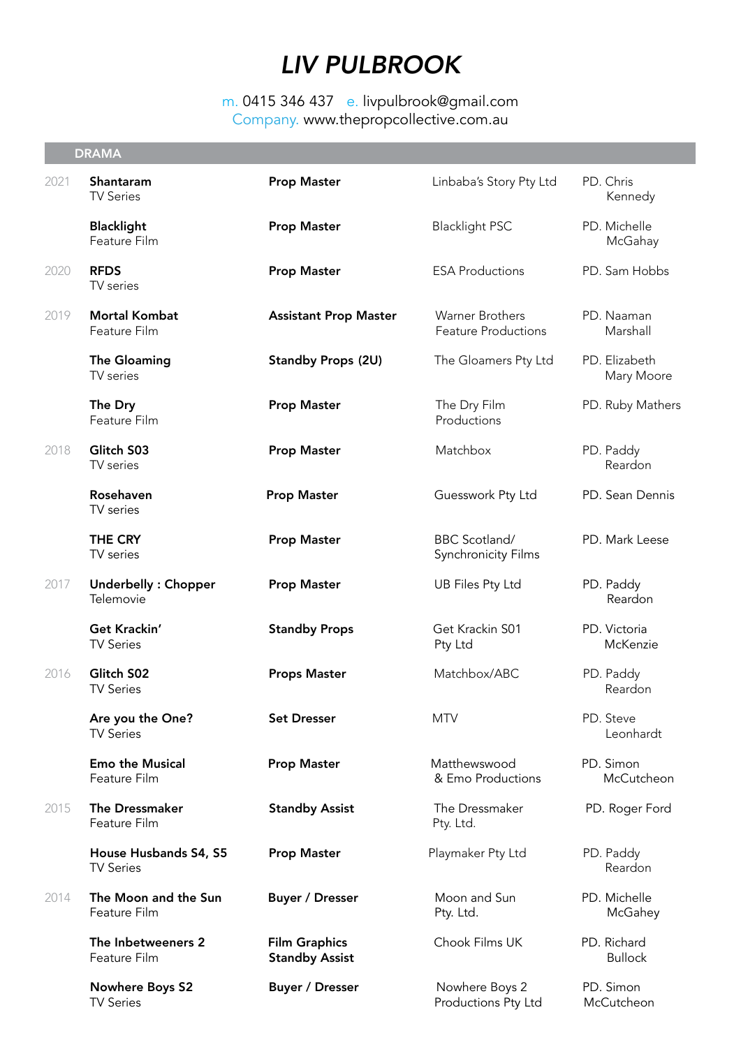# *LIV PULBROOK*

m. 0415 346 437   e. livpulbrook@gmail.com
Company. www.thepropcollective.com.au

## DRAMA

| Year | Production | Role | Company | Production Designer |
|---|---|---|---|---|
| 2021 | **Shantaram**<br>TV Series | **Prop Master** | Linbaba's Story Pty Ltd | PD. Chris Kennedy |
| | **Blacklight**<br>Feature Film | **Prop Master** | Blacklight PSC | PD. Michelle McGahay |
| 2020 | **RFDS**<br>TV series | **Prop Master** | ESA Productions | PD. Sam Hobbs |
| 2019 | **Mortal Kombat**<br>Feature Film | **Assistant Prop Master** | Warner Brothers Feature Productions | PD. Naaman Marshall |
| | **The Gloaming**<br>TV series | **Standby Props (2U)** | The Gloamers Pty Ltd | PD. Elizabeth Mary Moore |
| | **The Dry**<br>Feature Film | **Prop Master** | The Dry Film Productions | PD. Ruby Mathers |
| 2018 | **Glitch S03**<br>TV series | **Prop Master** | Matchbox | PD. Paddy Reardon |
| | **Rosehaven**<br>TV series | **Prop Master** | Guesswork Pty Ltd | PD. Sean Dennis |
| | **THE CRY**<br>TV series | **Prop Master** | BBC Scotland/ Synchronicity Films | PD. Mark Leese |
| 2017 | **Underbelly : Chopper**<br>Telemovie | **Prop Master** | UB Files Pty Ltd | PD. Paddy Reardon |
| | **Get Krackin'**<br>TV Series | **Standby Props** | Get Krackin S01 Pty Ltd | PD. Victoria McKenzie |
| 2016 | **Glitch S02**<br>TV Series | **Props Master** | Matchbox/ABC | PD. Paddy Reardon |
| | **Are you the One?**<br>TV Series | **Set Dresser** | MTV | PD. Steve Leonhardt |
| | **Emo the Musical**<br>Feature Film | **Prop Master** | Matthewswood & Emo Productions | PD. Simon McCutcheon |
| 2015 | **The Dressmaker**<br>Feature Film | **Standby Assist** | The Dressmaker Pty. Ltd. | PD. Roger Ford |
| | **House Husbands S4, S5**<br>TV Series | **Prop Master** | Playmaker Pty Ltd | PD. Paddy Reardon |
| 2014 | **The Moon and the Sun**<br>Feature Film | **Buyer / Dresser** | Moon and Sun Pty. Ltd. | PD. Michelle McGahey |
| | **The Inbetweeners 2**<br>Feature Film | **Film Graphics Standby Assist** | Chook Films UK | PD. Richard Bullock |
| | **Nowhere Boys S2**<br>TV Series | **Buyer / Dresser** | Nowhere Boys 2 Productions Pty Ltd | PD. Simon McCutcheon |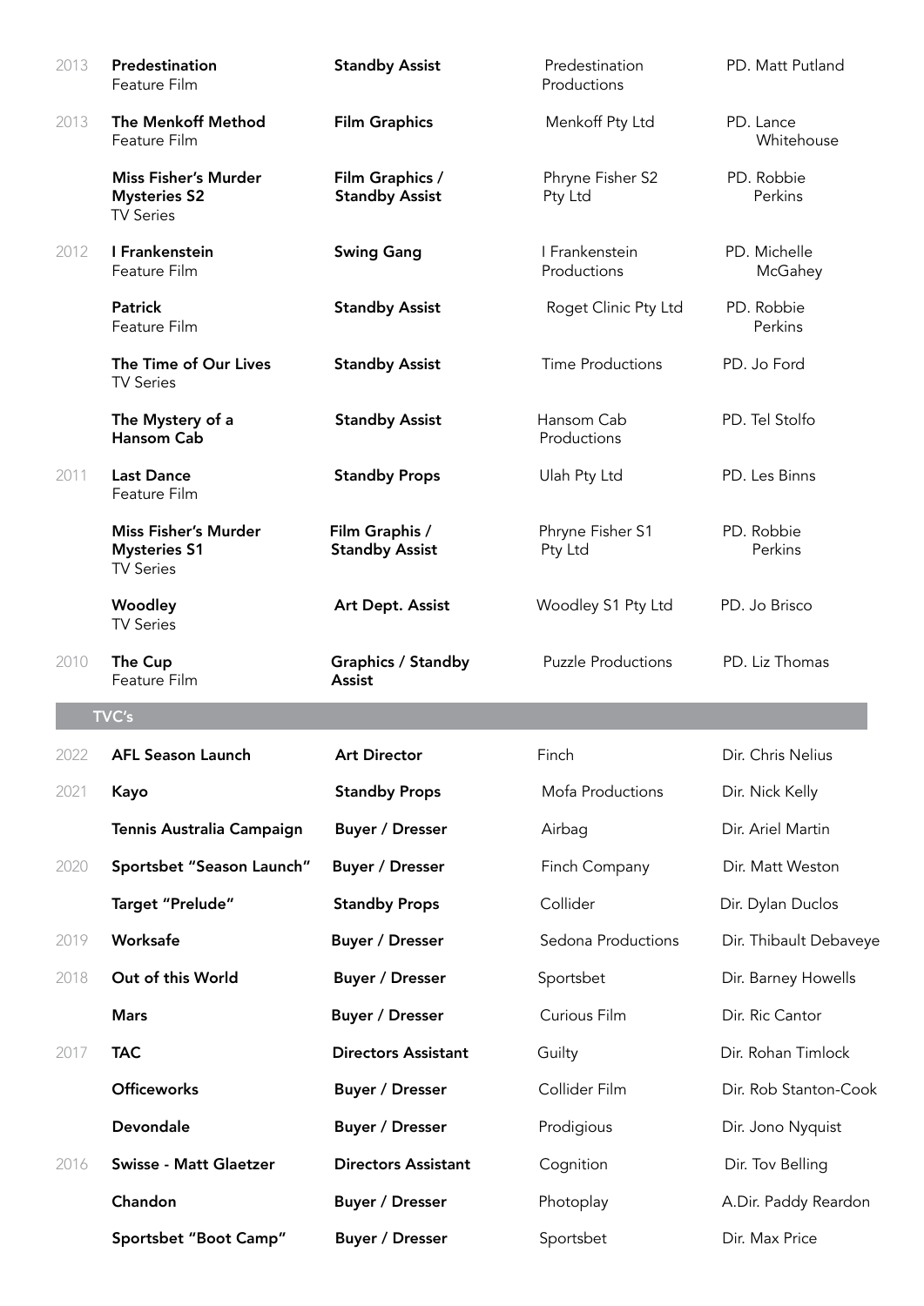| | | | | |
|---|---|---|---|---|
| 2013 | **Predestination** Feature Film | **Standby Assist** | Predestination Productions | PD. Matt Putland |
| 2013 | **The Menkoff Method** Feature Film | **Film Graphics** | Menkoff Pty Ltd | PD. Lance Whitehouse |
| | **Miss Fisher's Murder Mysteries S2** TV Series | **Film Graphics / Standby Assist** | Phryne Fisher S2 Pty Ltd | PD. Robbie Perkins |
| 2012 | **I Frankenstein** Feature Film | **Swing Gang** | I Frankenstein Productions | PD. Michelle McGahey |
| | **Patrick** Feature Film | **Standby Assist** | Roget Clinic Pty Ltd | PD. Robbie Perkins |
| | **The Time of Our Lives** TV Series | **Standby Assist** | Time Productions | PD. Jo Ford |
| | **The Mystery of a Hansom Cab** | **Standby Assist** | Hansom Cab Productions | PD. Tel Stolfo |
| 2011 | **Last Dance** Feature Film | **Standby Props** | Ulah Pty Ltd | PD. Les Binns |
| | **Miss Fisher's Murder Mysteries S1** TV Series | **Film Graphis / Standby Assist** | Phryne Fisher S1 Pty Ltd | PD. Robbie Perkins |
| | **Woodley** TV Series | **Art Dept. Assist** | Woodley S1 Pty Ltd | PD. Jo Brisco |
| 2010 | **The Cup** Feature Film | **Graphics / Standby Assist** | Puzzle Productions | PD. Liz Thomas |

## TVC's

| | | | | |
|---|---|---|---|---|
| 2022 | **AFL Season Launch** | **Art Director** | Finch | Dir. Chris Nelius |
| 2021 | **Kayo** | **Standby Props** | Mofa Productions | Dir. Nick Kelly |
| | **Tennis Australia Campaign** | **Buyer / Dresser** | Airbag | Dir. Ariel Martin |
| 2020 | **Sportsbet "Season Launch"** | **Buyer / Dresser** | Finch Company | Dir. Matt Weston |
| | **Target "Prelude"** | **Standby Props** | Collider | Dir. Dylan Duclos |
| 2019 | **Worksafe** | **Buyer / Dresser** | Sedona Productions | Dir. Thibault Debaveye |
| 2018 | **Out of this World** | **Buyer / Dresser** | Sportsbet | Dir. Barney Howells |
| | **Mars** | **Buyer / Dresser** | Curious Film | Dir. Ric Cantor |
| 2017 | **TAC** | **Directors Assistant** | Guilty | Dir. Rohan Timlock |
| | **Officeworks** | **Buyer / Dresser** | Collider Film | Dir. Rob Stanton-Cook |
| | **Devondale** | **Buyer / Dresser** | Prodigious | Dir. Jono Nyquist |
| 2016 | **Swisse - Matt Glaetzer** | **Directors Assistant** | Cognition | Dir. Tov Belling |
| | **Chandon** | **Buyer / Dresser** | Photoplay | A.Dir. Paddy Reardon |
| | **Sportsbet "Boot Camp"** | **Buyer / Dresser** | Sportsbet | Dir. Max Price |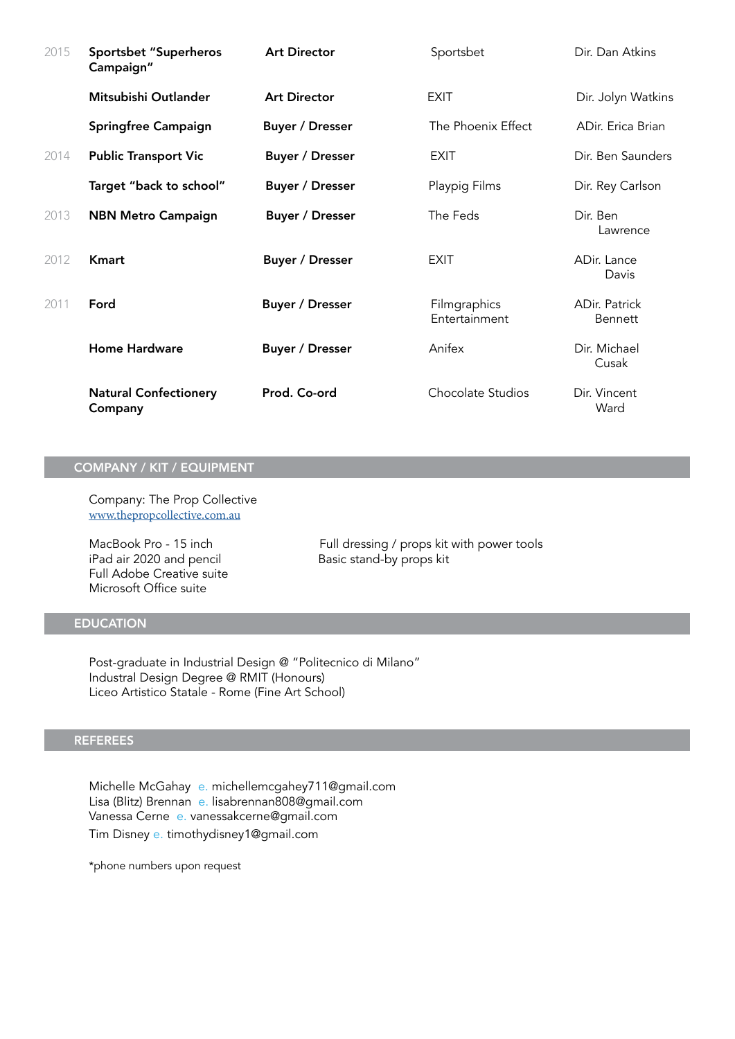| | | | | |
|---|---|---|---|---|
| 2015 | **Sportsbet "Superheros Campaign"** | **Art Director** | Sportsbet | Dir. Dan Atkins |
| | **Mitsubishi Outlander** | **Art Director** | EXIT | Dir. Jolyn Watkins |
| | **Springfree Campaign** | **Buyer / Dresser** | The Phoenix Effect | ADir. Erica Brian |
| 2014 | **Public Transport Vic** | **Buyer / Dresser** | EXIT | Dir. Ben Saunders |
| | **Target "back to school"** | **Buyer / Dresser** | Playpig Films | Dir. Rey Carlson |
| 2013 | **NBN Metro Campaign** | **Buyer / Dresser** | The Feds | Dir. Ben Lawrence |
| 2012 | **Kmart** | **Buyer / Dresser** | EXIT | ADir. Lance Davis |
| 2011 | **Ford** | **Buyer / Dresser** | Filmgraphics Entertainment | ADir. Patrick Bennett |
| | **Home Hardware** | **Buyer / Dresser** | Anifex | Dir. Michael Cusak |
| | **Natural Confectionery Company** | **Prod. Co-ord** | Chocolate Studios | Dir. Vincent Ward |

## COMPANY / KIT / EQUIPMENT

Company: The Prop Collective
www.thepropcollective.com.au

MacBook Pro - 15 inch
iPad air 2020 and pencil
Full Adobe Creative suite
Microsoft Office suite

Full dressing / props kit with power tools
Basic stand-by props kit

## EDUCATION

Post-graduate in Industrial Design @ "Politecnico di Milano"
Industral Design Degree @ RMIT (Honours)
Liceo Artistico Statale - Rome (Fine Art School)

## REFEREES

Michelle McGahay e. michellemcgahey711@gmail.com
Lisa (Blitz) Brennan e. lisabrennan808@gmail.com
Vanessa Cerne e. vanessakcerne@gmail.com
Tim Disney e. timothydisney1@gmail.com

*phone numbers upon request